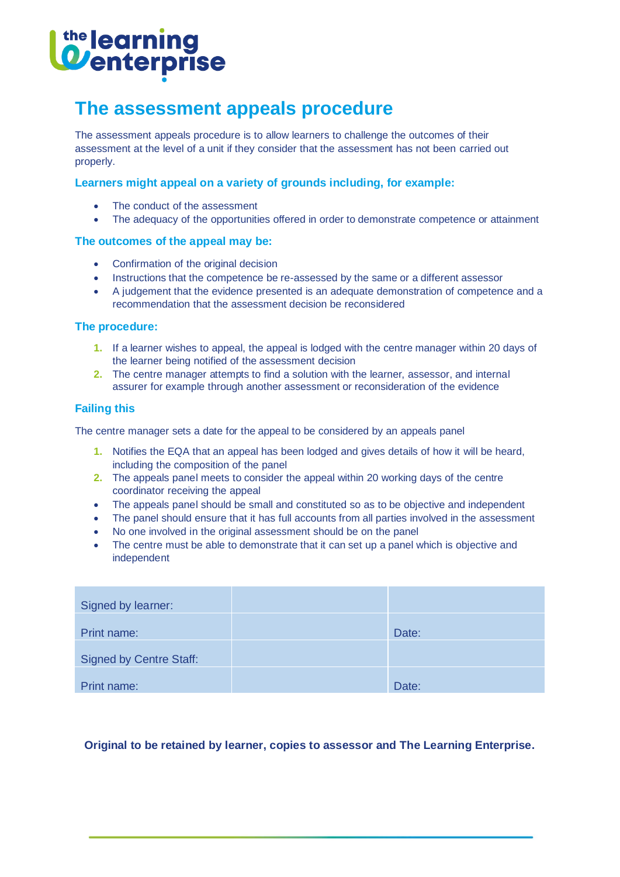the learning enterprise

# The assessment appeals procedure

The assessment appeals procedure is to allow learners to challenge the outcomes of their assessment at the level of a unit if they consider that the assessment has not been carried out properly.

### Learners might appeal on a variety of grounds including, for example:

- The conduct of the assessment
- The adequacy of the opportunities offered in order to demonstrate competence or attainment

### The outcomes of the appeal may be:

- Confirmation of the original decision
- Instructions that the competence be re-assessed by the same or a different assessor
- A judgement that the evidence presented is an adequate demonstration of competence and a recommendation that the assessment decision be reconsidered

### The procedure:

1. If a learner wishes to appeal, the appeal is lodged with the centre manager within 20 days of the learner being notified of the assessment decision
2. The centre manager attempts to find a solution with the learner, assessor, and internal assurer for example through another assessment or reconsideration of the evidence

### Failing this

The centre manager sets a date for the appeal to be considered by an appeals panel

1. Notifies the EQA that an appeal has been lodged and gives details of how it will be heard, including the composition of the panel
2. The appeals panel meets to consider the appeal within 20 working days of the centre coordinator receiving the appeal

- The appeals panel should be small and constituted so as to be objective and independent
- The panel should ensure that it has full accounts from all parties involved in the assessment
- No one involved in the original assessment should be on the panel
- The centre must be able to demonstrate that it can set up a panel which is objective and independent

| | | |
|---|---|---|
| Signed by learner: | | |
| Print name: | | Date: |
| Signed by Centre Staff: | | |
| Print name: | | Date: |

**Original to be retained by learner, copies to assessor and The Learning Enterprise.**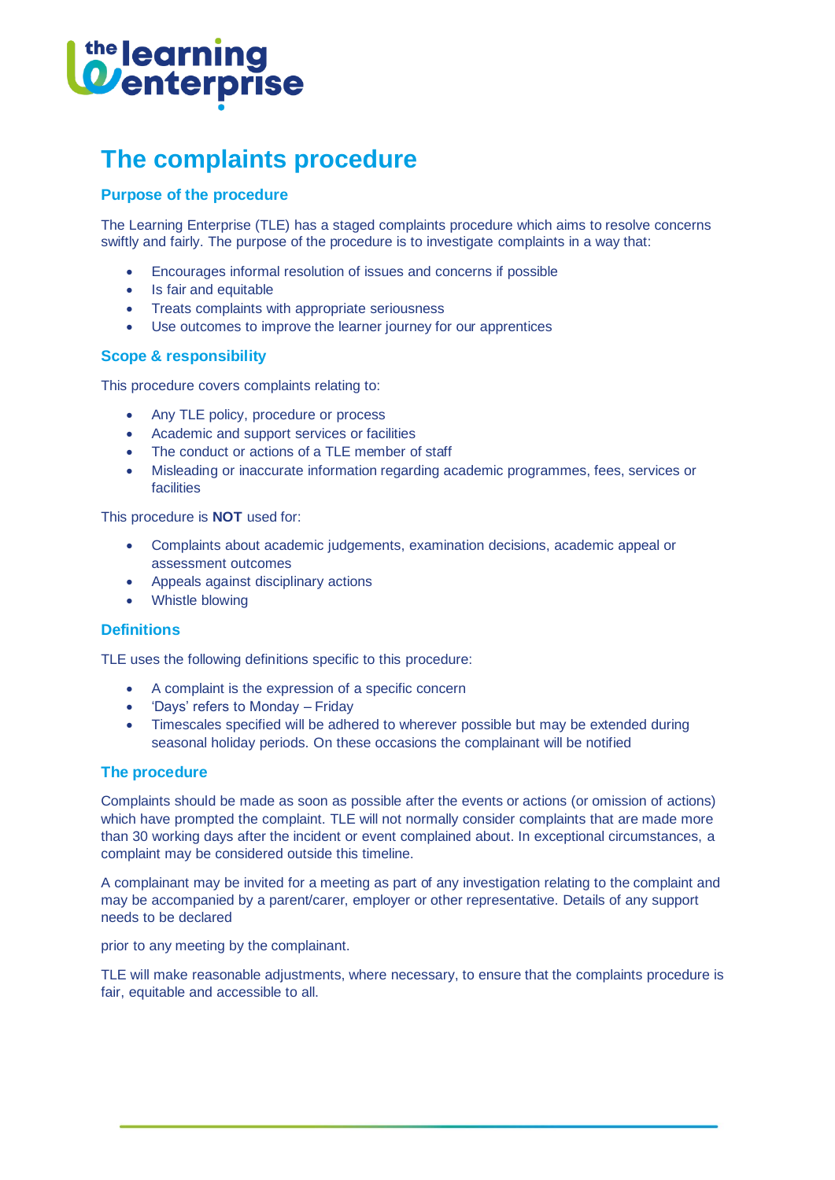# The complaints procedure

## Purpose of the procedure

The Learning Enterprise (TLE) has a staged complaints procedure which aims to resolve concerns swiftly and fairly. The purpose of the procedure is to investigate complaints in a way that:

- Encourages informal resolution of issues and concerns if possible
- Is fair and equitable
- Treats complaints with appropriate seriousness
- Use outcomes to improve the learner journey for our apprentices

## Scope & responsibility

This procedure covers complaints relating to:

- Any TLE policy, procedure or process
- Academic and support services or facilities
- The conduct or actions of a TLE member of staff
- Misleading or inaccurate information regarding academic programmes, fees, services or facilities

This procedure is **NOT** used for:

- Complaints about academic judgements, examination decisions, academic appeal or assessment outcomes
- Appeals against disciplinary actions
- Whistle blowing

## Definitions

TLE uses the following definitions specific to this procedure:

- A complaint is the expression of a specific concern
- 'Days' refers to Monday – Friday
- Timescales specified will be adhered to wherever possible but may be extended during seasonal holiday periods. On these occasions the complainant will be notified

## The procedure

Complaints should be made as soon as possible after the events or actions (or omission of actions) which have prompted the complaint. TLE will not normally consider complaints that are made more than 30 working days after the incident or event complained about. In exceptional circumstances, a complaint may be considered outside this timeline.

A complainant may be invited for a meeting as part of any investigation relating to the complaint and may be accompanied by a parent/carer, employer or other representative. Details of any support needs to be declared

prior to any meeting by the complainant.

TLE will make reasonable adjustments, where necessary, to ensure that the complaints procedure is fair, equitable and accessible to all.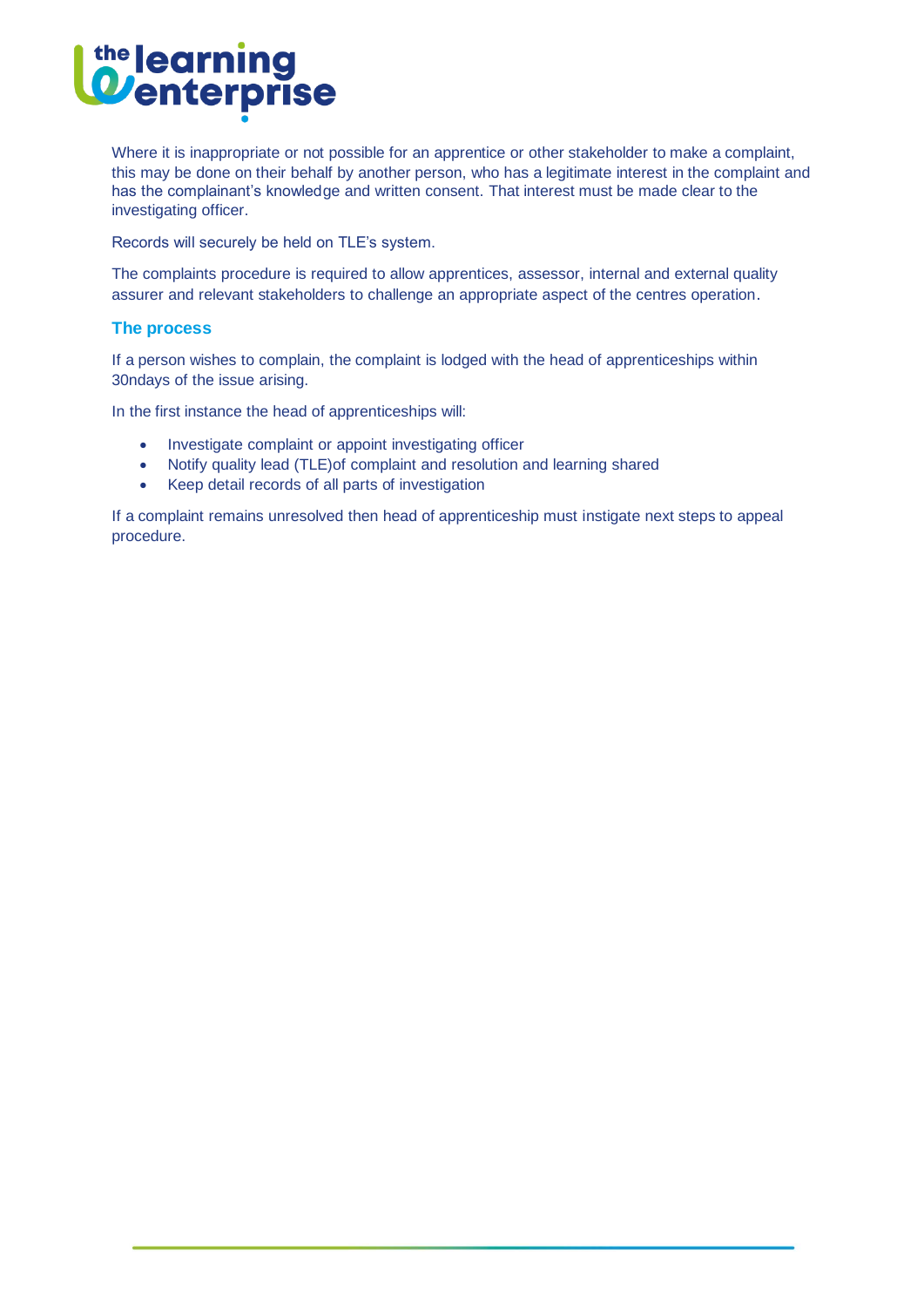Where it is inappropriate or not possible for an apprentice or other stakeholder to make a complaint, this may be done on their behalf by another person, who has a legitimate interest in the complaint and has the complainant's knowledge and written consent. That interest must be made clear to the investigating officer.

Records will securely be held on TLE's system.

The complaints procedure is required to allow apprentices, assessor, internal and external quality assurer and relevant stakeholders to challenge an appropriate aspect of the centres operation.

## The process

If a person wishes to complain, the complaint is lodged with the head of apprenticeships within 30ndays of the issue arising.

In the first instance the head of apprenticeships will:

- Investigate complaint or appoint investigating officer
- Notify quality lead (TLE)of complaint and resolution and learning shared
- Keep detail records of all parts of investigation

If a complaint remains unresolved then head of apprenticeship must instigate next steps to appeal procedure.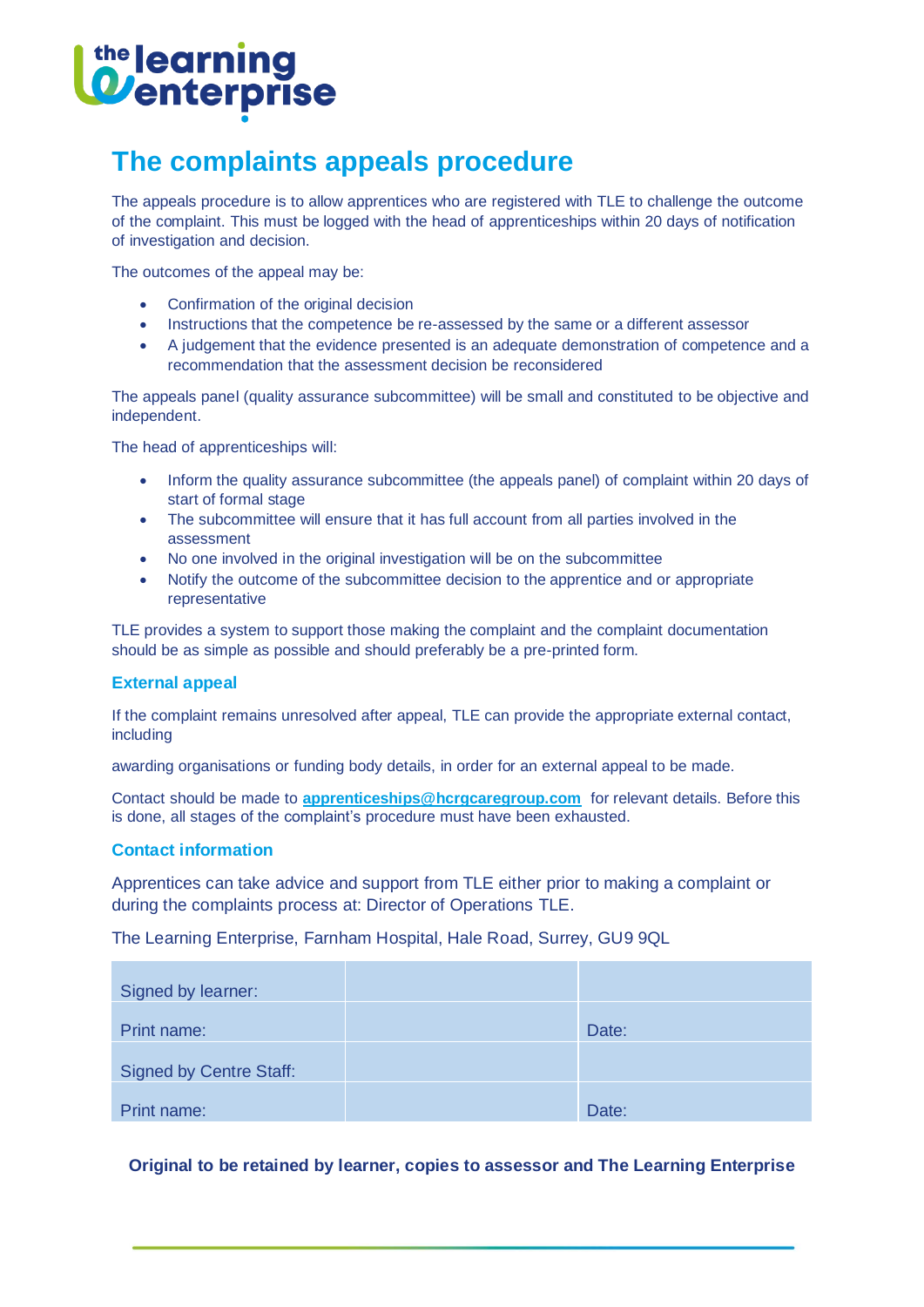# The complaints appeals procedure

The appeals procedure is to allow apprentices who are registered with TLE to challenge the outcome of the complaint. This must be logged with the head of apprenticeships within 20 days of notification of investigation and decision.

The outcomes of the appeal may be:

- Confirmation of the original decision
- Instructions that the competence be re-assessed by the same or a different assessor
- A judgement that the evidence presented is an adequate demonstration of competence and a recommendation that the assessment decision be reconsidered

The appeals panel (quality assurance subcommittee) will be small and constituted to be objective and independent.

The head of apprenticeships will:

- Inform the quality assurance subcommittee (the appeals panel) of complaint within 20 days of start of formal stage
- The subcommittee will ensure that it has full account from all parties involved in the assessment
- No one involved in the original investigation will be on the subcommittee
- Notify the outcome of the subcommittee decision to the apprentice and or appropriate representative

TLE provides a system to support those making the complaint and the complaint documentation should be as simple as possible and should preferably be a pre-printed form.

## External appeal

If the complaint remains unresolved after appeal, TLE can provide the appropriate external contact, including

awarding organisations or funding body details, in order for an external appeal to be made.

Contact should be made to **apprenticeships@hcrgcaregroup.com** for relevant details. Before this is done, all stages of the complaint's procedure must have been exhausted.

## Contact information

Apprentices can take advice and support from TLE either prior to making a complaint or during the complaints process at: Director of Operations TLE.

The Learning Enterprise, Farnham Hospital, Hale Road, Surrey, GU9 9QL

| Signed by learner: | | |
|---|---|---|
| Print name: | | Date: |
| Signed by Centre Staff: | | |
| Print name: | | Date: |

**Original to be retained by learner, copies to assessor and The Learning Enterprise**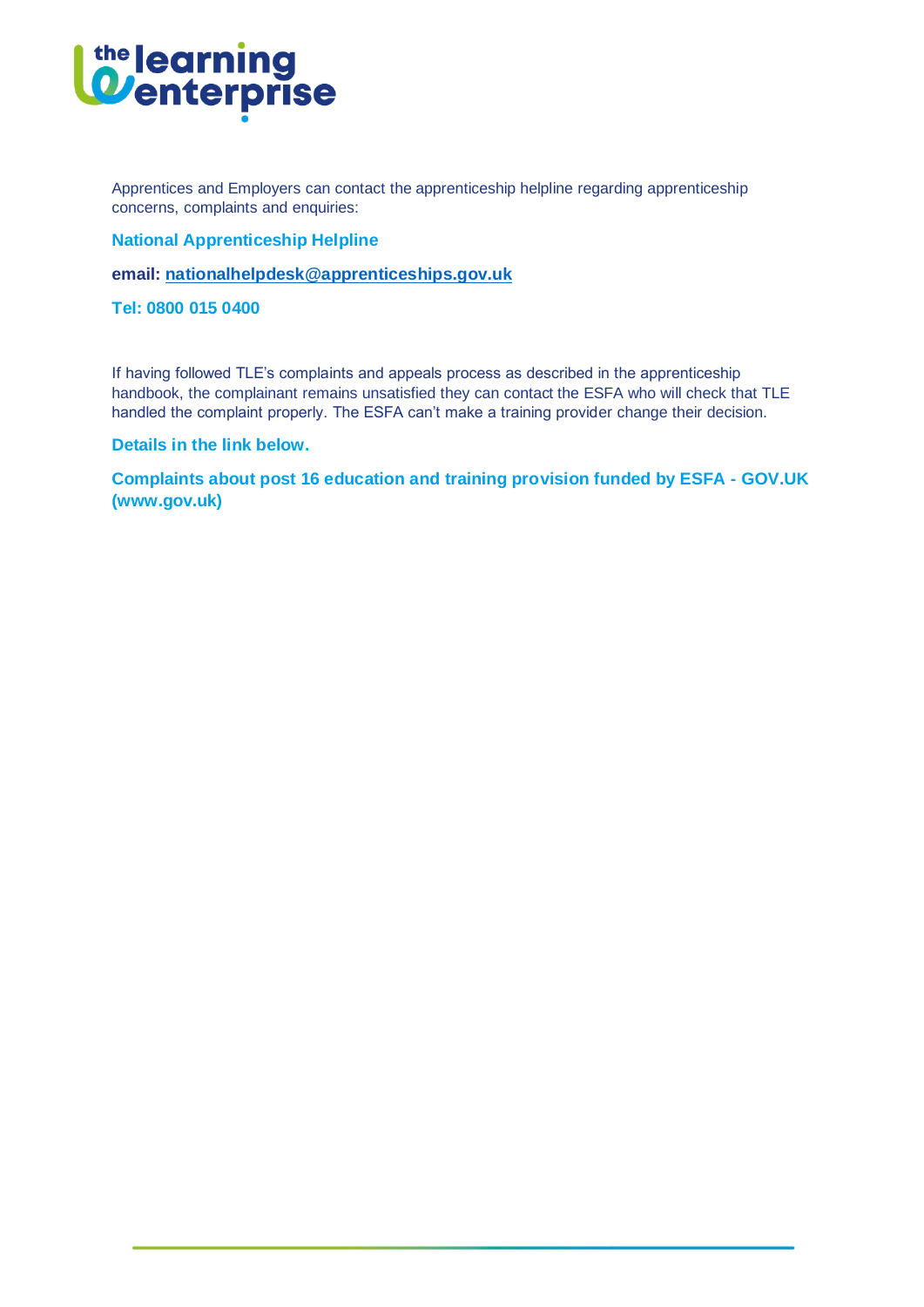Apprentices and Employers can contact the apprenticeship helpline regarding apprenticeship concerns, complaints and enquiries:

**National Apprenticeship Helpline**

**email: nationalhelpdesk@apprenticeships.gov.uk**

**Tel: 0800 015 0400**

If having followed TLE's complaints and appeals process as described in the apprenticeship handbook, the complainant remains unsatisfied they can contact the ESFA who will check that TLE handled the complaint properly. The ESFA can't make a training provider change their decision.

**Details in the link below.**

**Complaints about post 16 education and training provision funded by ESFA - GOV.UK (www.gov.uk)**